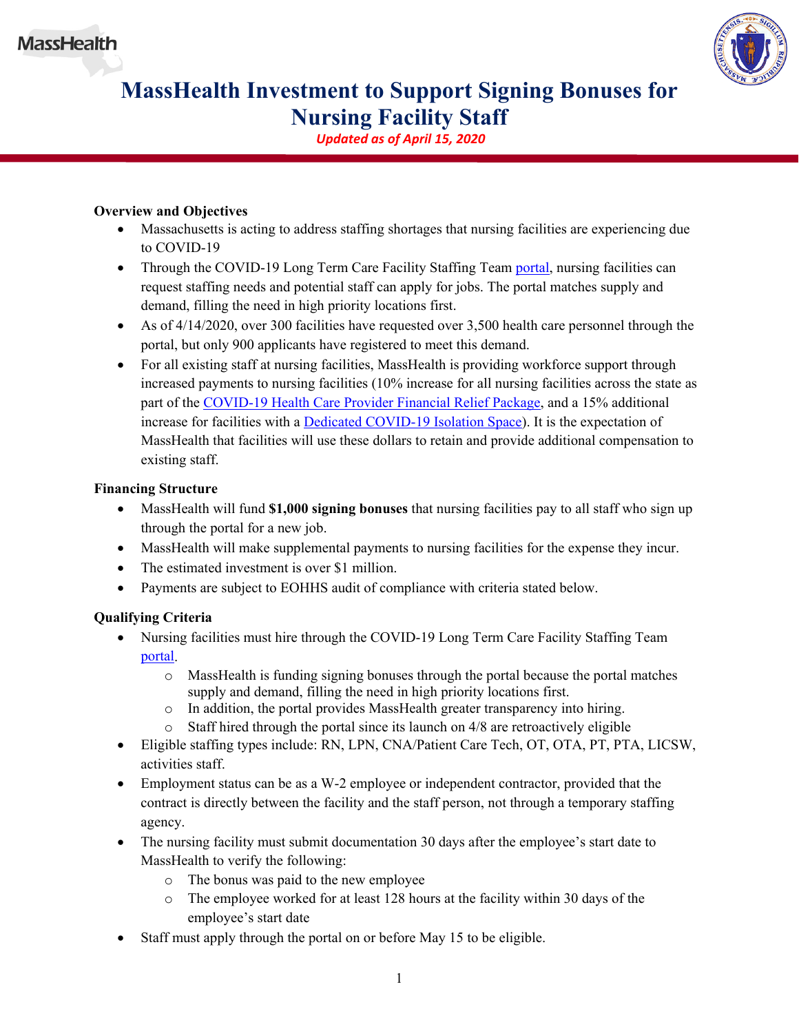# MassHealth Investment to Support Signing Bonuses for Nursing Facility Staff

*Updated as of April 15, 2020*

**Overview and Objectives**

- Massachusetts is acting to address staffing shortages that nursing facilities are experiencing due to COVID-19
- Through the COVID-19 Long Term Care Facility Staffing Team portal, nursing facilities can request staffing needs and potential staff can apply for jobs. The portal matches supply and demand, filling the need in high priority locations first.
- As of 4/14/2020, over 300 facilities have requested over 3,500 health care personnel through the portal, but only 900 applicants have registered to meet this demand.
- For all existing staff at nursing facilities, MassHealth is providing workforce support through increased payments to nursing facilities (10% increase for all nursing facilities across the state as part of the COVID-19 Health Care Provider Financial Relief Package, and a 15% additional increase for facilities with a Dedicated COVID-19 Isolation Space). It is the expectation of MassHealth that facilities will use these dollars to retain and provide additional compensation to existing staff.

**Financing Structure**

- MassHealth will fund **$1,000 signing bonuses** that nursing facilities pay to all staff who sign up through the portal for a new job.
- MassHealth will make supplemental payments to nursing facilities for the expense they incur.
- The estimated investment is over $1 million.
- Payments are subject to EOHHS audit of compliance with criteria stated below.

**Qualifying Criteria**

- Nursing facilities must hire through the COVID-19 Long Term Care Facility Staffing Team portal.
  - MassHealth is funding signing bonuses through the portal because the portal matches supply and demand, filling the need in high priority locations first.
  - In addition, the portal provides MassHealth greater transparency into hiring.
  - Staff hired through the portal since its launch on 4/8 are retroactively eligible
- Eligible staffing types include: RN, LPN, CNA/Patient Care Tech, OT, OTA, PT, PTA, LICSW, activities staff.
- Employment status can be as a W-2 employee or independent contractor, provided that the contract is directly between the facility and the staff person, not through a temporary staffing agency.
- The nursing facility must submit documentation 30 days after the employee's start date to MassHealth to verify the following:
  - The bonus was paid to the new employee
  - The employee worked for at least 128 hours at the facility within 30 days of the employee's start date
- Staff must apply through the portal on or before May 15 to be eligible.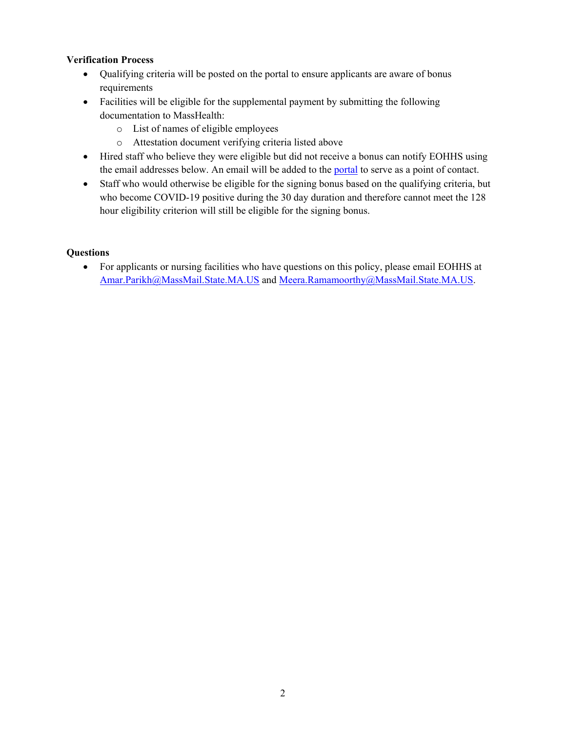**Verification Process**

- Qualifying criteria will be posted on the portal to ensure applicants are aware of bonus requirements
- Facilities will be eligible for the supplemental payment by submitting the following documentation to MassHealth:
  - List of names of eligible employees
  - Attestation document verifying criteria listed above
- Hired staff who believe they were eligible but did not receive a bonus can notify EOHHS using the email addresses below. An email will be added to the portal to serve as a point of contact.
- Staff who would otherwise be eligible for the signing bonus based on the qualifying criteria, but who become COVID-19 positive during the 30 day duration and therefore cannot meet the 128 hour eligibility criterion will still be eligible for the signing bonus.

**Questions**

- For applicants or nursing facilities who have questions on this policy, please email EOHHS at Amar.Parikh@MassMail.State.MA.US and Meera.Ramamoorthy@MassMail.State.MA.US.